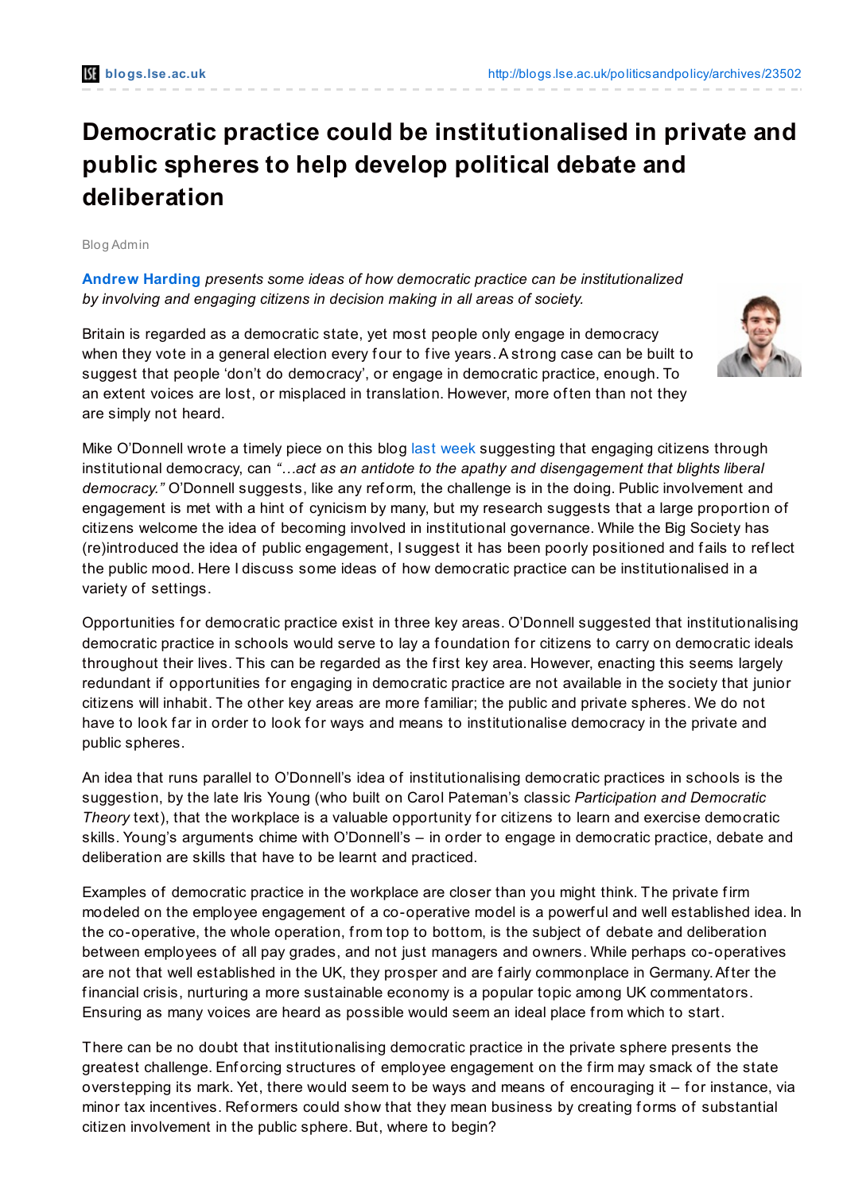# Democratic practice could be institutionalised in private and public spheres to help develop political debate and deliberation

Blog Admin

**Andrew Harding** *presents some ideas of how democratic practice can be institutionalized by involving and engaging citizens in decision making in all areas of society.*

Britain is regarded as a democratic state, yet most people only engage in democracy when they vote in a general election every four to five years. A strong case can be built to suggest that people 'don't do democracy', or engage in democratic practice, enough. To an extent voices are lost, or misplaced in translation. However, more often than not they are simply not heard.

Mike O'Donnell wrote a timely piece on this blog last week suggesting that engaging citizens through institutional democracy, can *"…act as an antidote to the apathy and disengagement that blights liberal democracy."* O'Donnell suggests, like any reform, the challenge is in the doing. Public involvement and engagement is met with a hint of cynicism by many, but my research suggests that a large proportion of citizens welcome the idea of becoming involved in institutional governance. While the Big Society has (re)introduced the idea of public engagement, I suggest it has been poorly positioned and fails to reflect the public mood. Here I discuss some ideas of how democratic practice can be institutionalised in a variety of settings.

Opportunities for democratic practice exist in three key areas. O'Donnell suggested that institutionalising democratic practice in schools would serve to lay a foundation for citizens to carry on democratic ideals throughout their lives. This can be regarded as the first key area. However, enacting this seems largely redundant if opportunities for engaging in democratic practice are not available in the society that junior citizens will inhabit. The other key areas are more familiar; the public and private spheres. We do not have to look far in order to look for ways and means to institutionalise democracy in the private and public spheres.

An idea that runs parallel to O'Donnell's idea of institutionalising democratic practices in schools is the suggestion, by the late Iris Young (who built on Carol Pateman's classic *Participation and Democratic Theory* text), that the workplace is a valuable opportunity for citizens to learn and exercise democratic skills. Young's arguments chime with O'Donnell's – in order to engage in democratic practice, debate and deliberation are skills that have to be learnt and practiced.

Examples of democratic practice in the workplace are closer than you might think. The private firm modeled on the employee engagement of a co-operative model is a powerful and well established idea. In the co-operative, the whole operation, from top to bottom, is the subject of debate and deliberation between employees of all pay grades, and not just managers and owners. While perhaps co-operatives are not that well established in the UK, they prosper and are fairly commonplace in Germany. After the financial crisis, nurturing a more sustainable economy is a popular topic among UK commentators. Ensuring as many voices are heard as possible would seem an ideal place from which to start.

There can be no doubt that institutionalising democratic practice in the private sphere presents the greatest challenge. Enforcing structures of employee engagement on the firm may smack of the state overstepping its mark. Yet, there would seem to be ways and means of encouraging it – for instance, via minor tax incentives. Reformers could show that they mean business by creating forms of substantial citizen involvement in the public sphere. But, where to begin?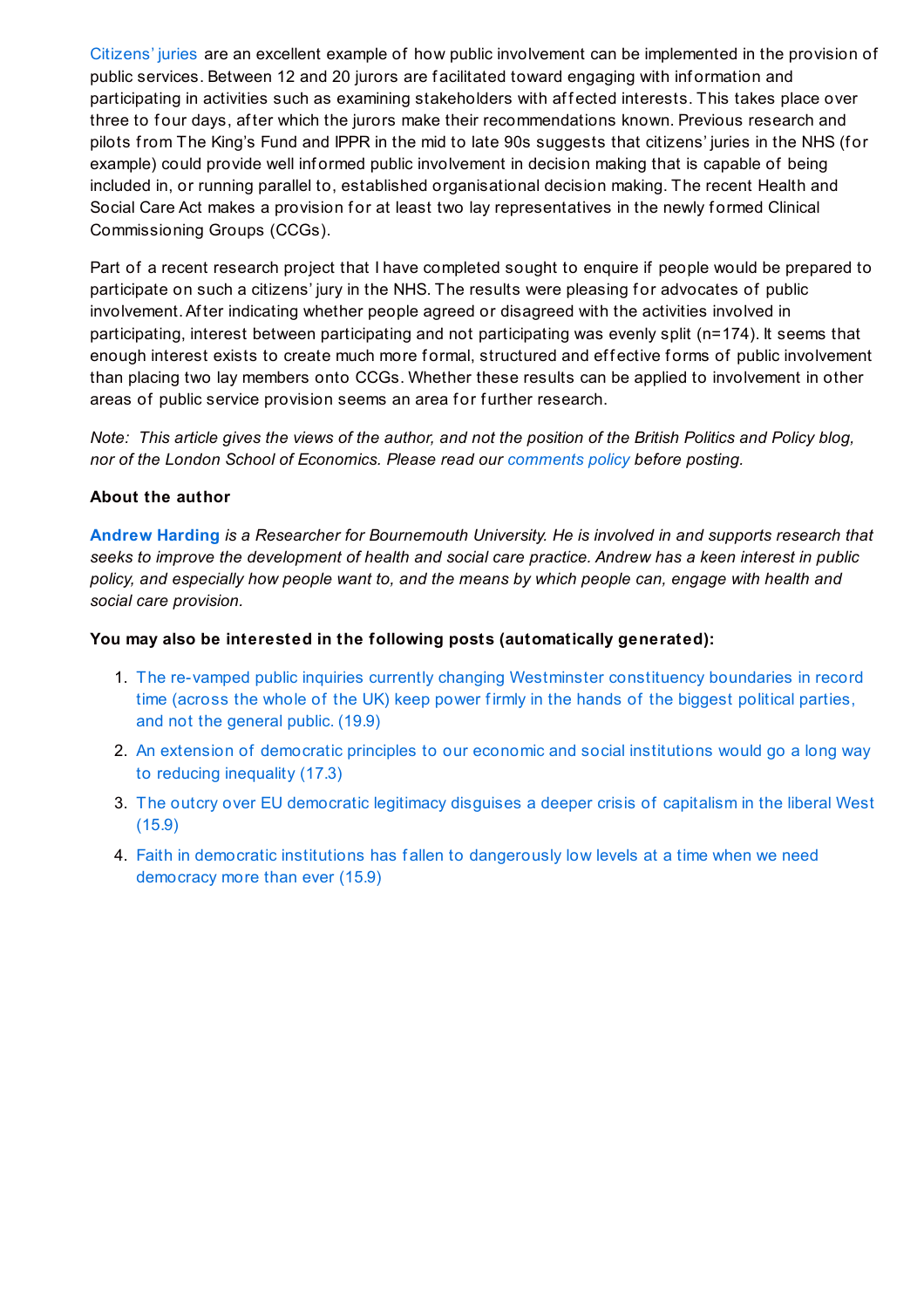Citizens' juries are an excellent example of how public involvement can be implemented in the provision of public services. Between 12 and 20 jurors are facilitated toward engaging with information and participating in activities such as examining stakeholders with affected interests. This takes place over three to four days, after which the jurors make their recommendations known. Previous research and pilots from The King's Fund and IPPR in the mid to late 90s suggests that citizens' juries in the NHS (for example) could provide well informed public involvement in decision making that is capable of being included in, or running parallel to, established organisational decision making. The recent Health and Social Care Act makes a provision for at least two lay representatives in the newly formed Clinical Commissioning Groups (CCGs).

Part of a recent research project that I have completed sought to enquire if people would be prepared to participate on such a citizens' jury in the NHS. The results were pleasing for advocates of public involvement. After indicating whether people agreed or disagreed with the activities involved in participating, interest between participating and not participating was evenly split (n=174). It seems that enough interest exists to create much more formal, structured and effective forms of public involvement than placing two lay members onto CCGs. Whether these results can be applied to involvement in other areas of public service provision seems an area for further research.

*Note: This article gives the views of the author, and not the position of the British Politics and Policy blog, nor of the London School of Economics. Please read our comments policy before posting.*

**About the author**

**Andrew Harding** *is a Researcher for Bournemouth University. He is involved in and supports research that seeks to improve the development of health and social care practice. Andrew has a keen interest in public policy, and especially how people want to, and the means by which people can, engage with health and social care provision.*

**You may also be interested in the following posts (automatically generated):**

1. The re-vamped public inquiries currently changing Westminster constituency boundaries in record time (across the whole of the UK) keep power firmly in the hands of the biggest political parties, and not the general public. (19.9)
2. An extension of democratic principles to our economic and social institutions would go a long way to reducing inequality (17.3)
3. The outcry over EU democratic legitimacy disguises a deeper crisis of capitalism in the liberal West (15.9)
4. Faith in democratic institutions has fallen to dangerously low levels at a time when we need democracy more than ever (15.9)